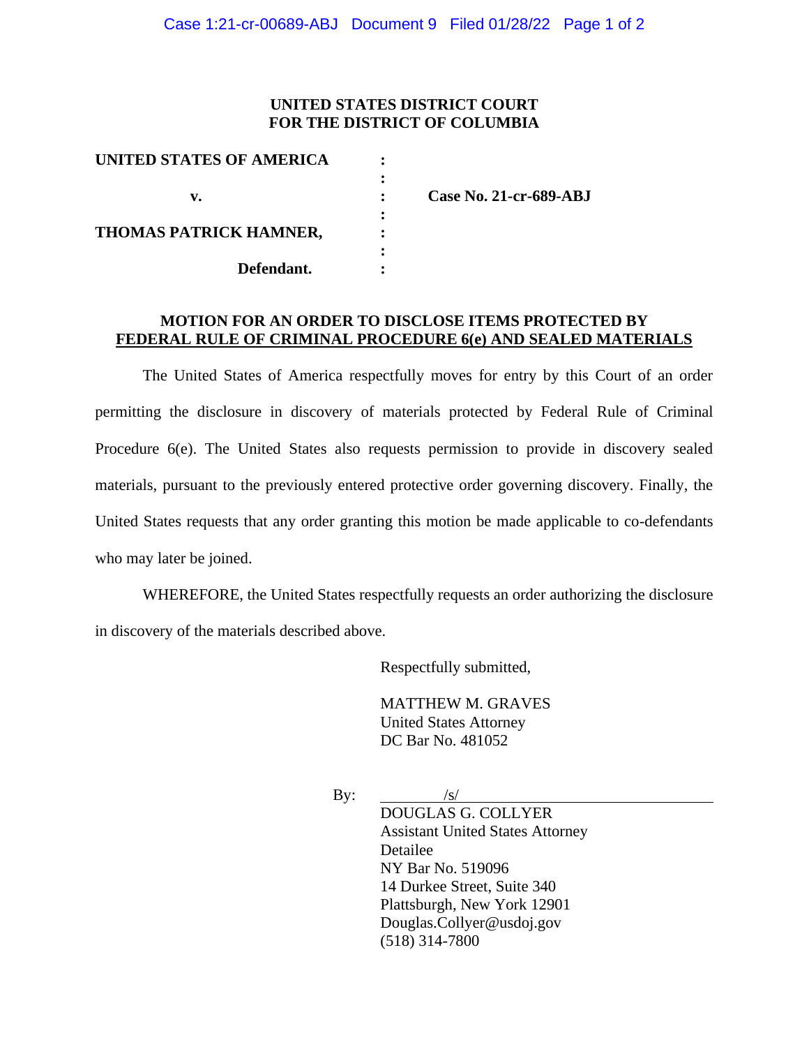**UNITED STATES DISTRICT COURT**
**FOR THE DISTRICT OF COLUMBIA**

| | | |
|---|---|---|
| **UNITED STATES OF AMERICA** | : | |
| | : | |
| **v.** | : | **Case No. 21-cr-689-ABJ** |
| | : | |
| **THOMAS PATRICK HAMNER,** | : | |
| | : | |
| **Defendant.** | : | |

**MOTION FOR AN ORDER TO DISCLOSE ITEMS PROTECTED BY FEDERAL RULE OF CRIMINAL PROCEDURE 6(e) AND SEALED MATERIALS**

The United States of America respectfully moves for entry by this Court of an order permitting the disclosure in discovery of materials protected by Federal Rule of Criminal Procedure 6(e). The United States also requests permission to provide in discovery sealed materials, pursuant to the previously entered protective order governing discovery. Finally, the United States requests that any order granting this motion be made applicable to co-defendants who may later be joined.

WHEREFORE, the United States respectfully requests an order authorizing the disclosure in discovery of the materials described above.

Respectfully submitted,

MATTHEW M. GRAVES
United States Attorney
DC Bar No. 481052

By: /s/
DOUGLAS G. COLLYER
Assistant United States Attorney
Detailee
NY Bar No. 519096
14 Durkee Street, Suite 340
Plattsburgh, New York 12901
Douglas.Collyer@usdoj.gov
(518) 314-7800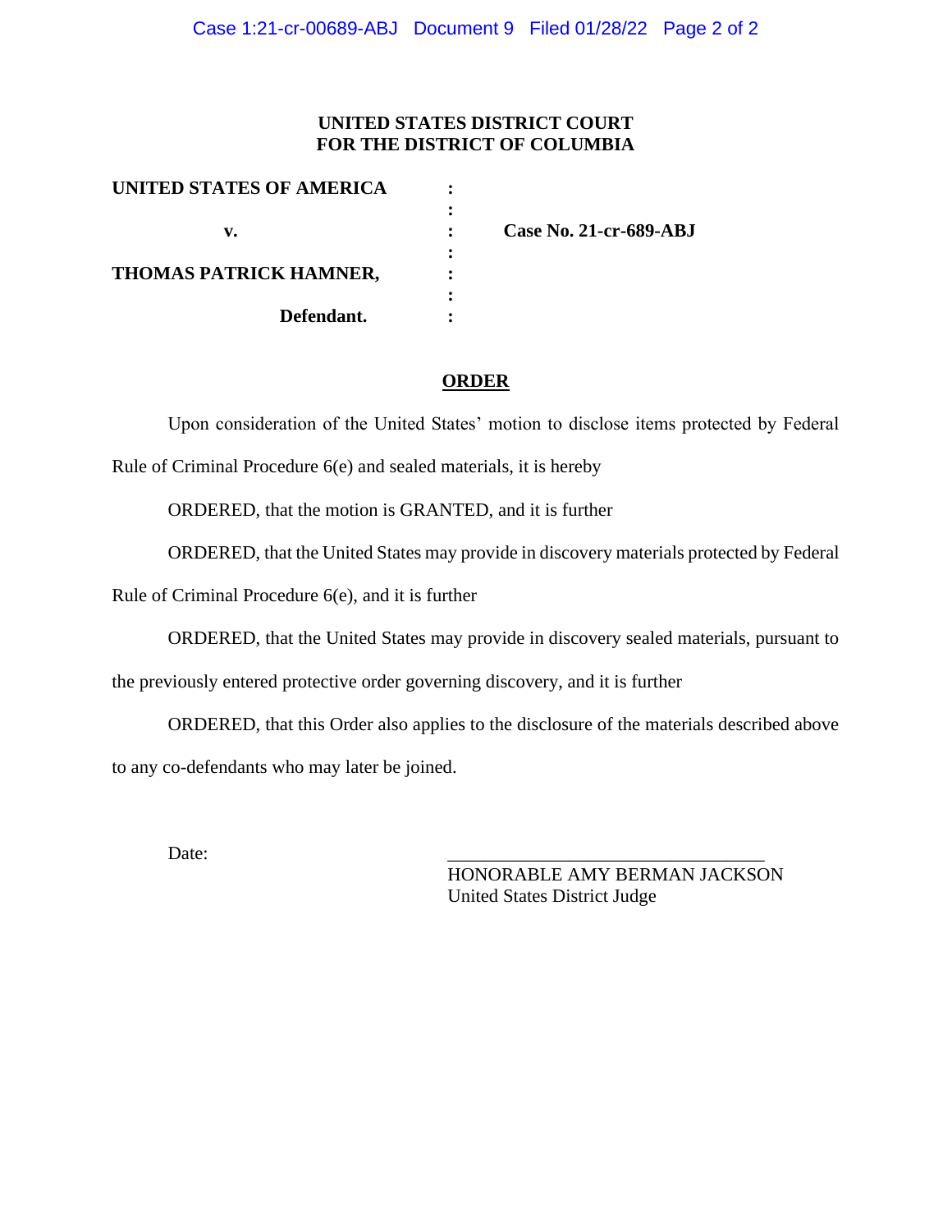**UNITED STATES DISTRICT COURT**
**FOR THE DISTRICT OF COLUMBIA**

| | | |
|---|---|---|
| **UNITED STATES OF AMERICA** | : | |
| | : | |
| **v.** | : | **Case No. 21-cr-689-ABJ** |
| | : | |
| **THOMAS PATRICK HAMNER,** | : | |
| | : | |
| **Defendant.** | : | |

**ORDER**

Upon consideration of the United States' motion to disclose items protected by Federal Rule of Criminal Procedure 6(e) and sealed materials, it is hereby

ORDERED, that the motion is GRANTED, and it is further

ORDERED, that the United States may provide in discovery materials protected by Federal Rule of Criminal Procedure 6(e), and it is further

ORDERED, that the United States may provide in discovery sealed materials, pursuant to the previously entered protective order governing discovery, and it is further

ORDERED, that this Order also applies to the disclosure of the materials described above to any co-defendants who may later be joined.

Date:

\_\_\_\_\_\_\_\_\_\_\_\_\_\_\_\_\_\_\_\_\_\_\_\_\_\_\_\_\_\_\_\_\_\_
HONORABLE AMY BERMAN JACKSON
United States District Judge